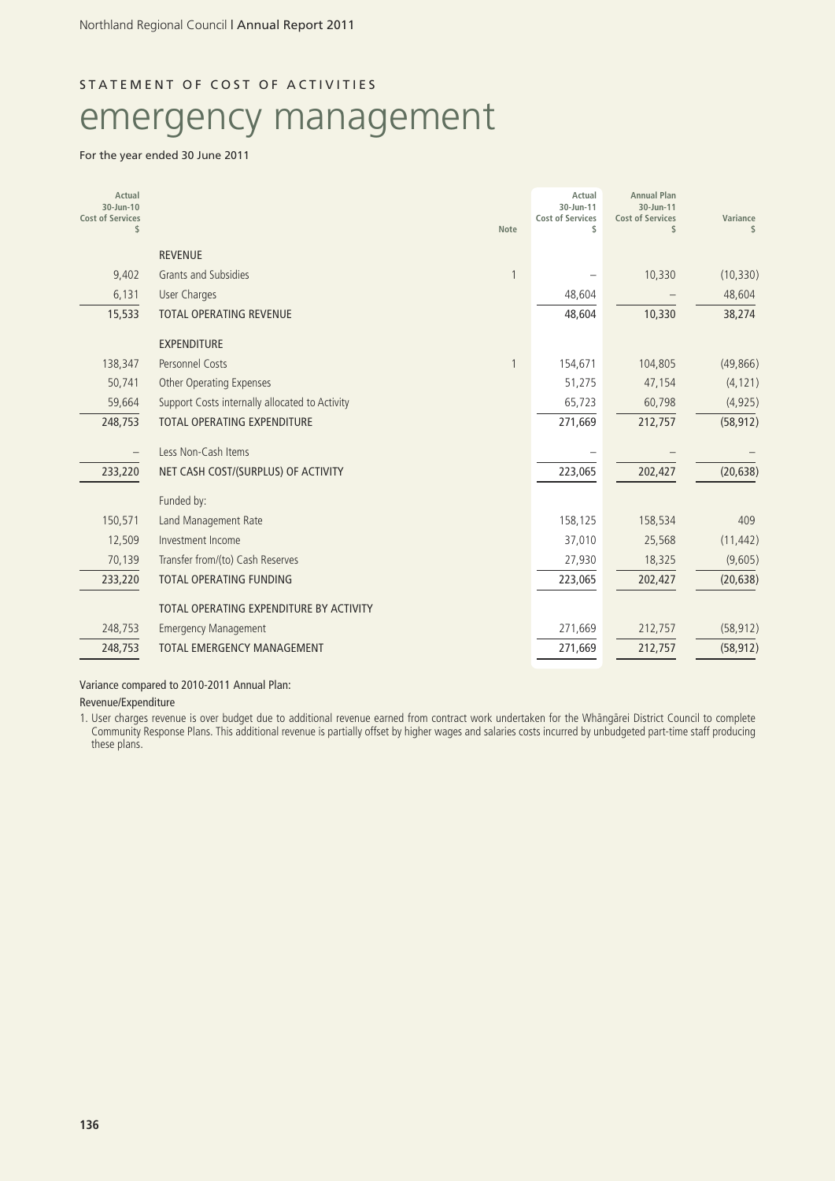STATEMENT OF COST OF ACTIVITIES

# emergency management

For the year ended 30 June 2011

| Actual 30-Jun-10 Cost of Services $ | | Note | Actual 30-Jun-11 Cost of Services $ | Annual Plan 30-Jun-11 Cost of Services $ | Variance $ |
|---|---|---|---|---|---|
| | REVENUE | | | | |
| 9,402 | Grants and Subsidies | 1 | – | 10,330 | (10,330) |
| 6,131 | User Charges | | 48,604 | – | 48,604 |
| 15,533 | TOTAL OPERATING REVENUE | | 48,604 | 10,330 | 38,274 |
| | EXPENDITURE | | | | |
| 138,347 | Personnel Costs | 1 | 154,671 | 104,805 | (49,866) |
| 50,741 | Other Operating Expenses | | 51,275 | 47,154 | (4,121) |
| 59,664 | Support Costs internally allocated to Activity | | 65,723 | 60,798 | (4,925) |
| 248,753 | TOTAL OPERATING EXPENDITURE | | 271,669 | 212,757 | (58,912) |
| – | Less Non-Cash Items | | – | – | – |
| 233,220 | NET CASH COST/(SURPLUS) OF ACTIVITY | | 223,065 | 202,427 | (20,638) |
| | Funded by: | | | | |
| 150,571 | Land Management Rate | | 158,125 | 158,534 | 409 |
| 12,509 | Investment Income | | 37,010 | 25,568 | (11,442) |
| 70,139 | Transfer from/(to) Cash Reserves | | 27,930 | 18,325 | (9,605) |
| 233,220 | TOTAL OPERATING FUNDING | | 223,065 | 202,427 | (20,638) |
| | TOTAL OPERATING EXPENDITURE BY ACTIVITY | | | | |
| 248,753 | Emergency Management | | 271,669 | 212,757 | (58,912) |
| 248,753 | TOTAL EMERGENCY MANAGEMENT | | 271,669 | 212,757 | (58,912) |

Variance compared to 2010-2011 Annual Plan:

Revenue/Expenditure

1. User charges revenue is over budget due to additional revenue earned from contract work undertaken for the Whāngārei District Council to complete Community Response Plans. This additional revenue is partially offset by higher wages and salaries costs incurred by unbudgeted part-time staff producing these plans.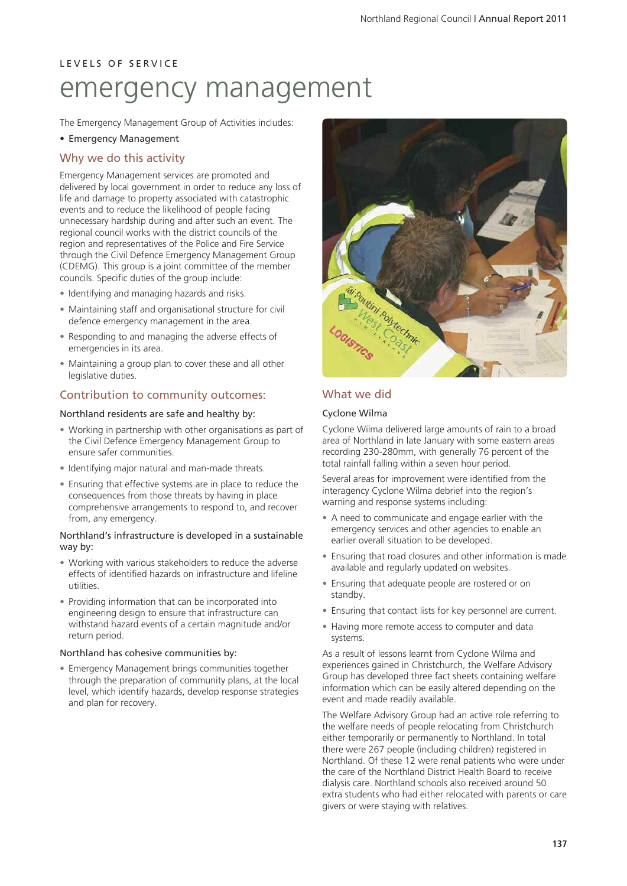LEVELS OF SERVICE

# emergency management

The Emergency Management Group of Activities includes:

- Emergency Management

## Why we do this activity

Emergency Management services are promoted and delivered by local government in order to reduce any loss of life and damage to property associated with catastrophic events and to reduce the likelihood of people facing unnecessary hardship during and after such an event. The regional council works with the district councils of the region and representatives of the Police and Fire Service through the Civil Defence Emergency Management Group (CDEMG). This group is a joint committee of the member councils. Specific duties of the group include:

- Identifying and managing hazards and risks.
- Maintaining staff and organisational structure for civil defence emergency management in the area.
- Responding to and managing the adverse effects of emergencies in its area.
- Maintaining a group plan to cover these and all other legislative duties.

## Contribution to community outcomes:

### Northland residents are safe and healthy by:

- Working in partnership with other organisations as part of the Civil Defence Emergency Management Group to ensure safer communities.
- Identifying major natural and man-made threats.
- Ensuring that effective systems are in place to reduce the consequences from those threats by having in place comprehensive arrangements to respond to, and recover from, any emergency.

### Northland's infrastructure is developed in a sustainable way by:

- Working with various stakeholders to reduce the adverse effects of identified hazards on infrastructure and lifeline utilities.
- Providing information that can be incorporated into engineering design to ensure that infrastructure can withstand hazard events of a certain magnitude and/or return period.

### Northland has cohesive communities by:

- Emergency Management brings communities together through the preparation of community plans, at the local level, which identify hazards, develop response strategies and plan for recovery.

## What we did

### Cyclone Wilma

Cyclone Wilma delivered large amounts of rain to a broad area of Northland in late January with some eastern areas recording 230-280mm, with generally 76 percent of the total rainfall falling within a seven hour period.

Several areas for improvement were identified from the interagency Cyclone Wilma debrief into the region's warning and response systems including:

- A need to communicate and engage earlier with the emergency services and other agencies to enable an earlier overall situation to be developed.
- Ensuring that road closures and other information is made available and regularly updated on websites.
- Ensuring that adequate people are rostered or on standby.
- Ensuring that contact lists for key personnel are current.
- Having more remote access to computer and data systems.

As a result of lessons learnt from Cyclone Wilma and experiences gained in Christchurch, the Welfare Advisory Group has developed three fact sheets containing welfare information which can be easily altered depending on the event and made readily available.

The Welfare Advisory Group had an active role referring to the welfare needs of people relocating from Christchurch either temporarily or permanently to Northland. In total there were 267 people (including children) registered in Northland. Of these 12 were renal patients who were under the care of the Northland District Health Board to receive dialysis care. Northland schools also received around 50 extra students who had either relocated with parents or care givers or were staying with relatives.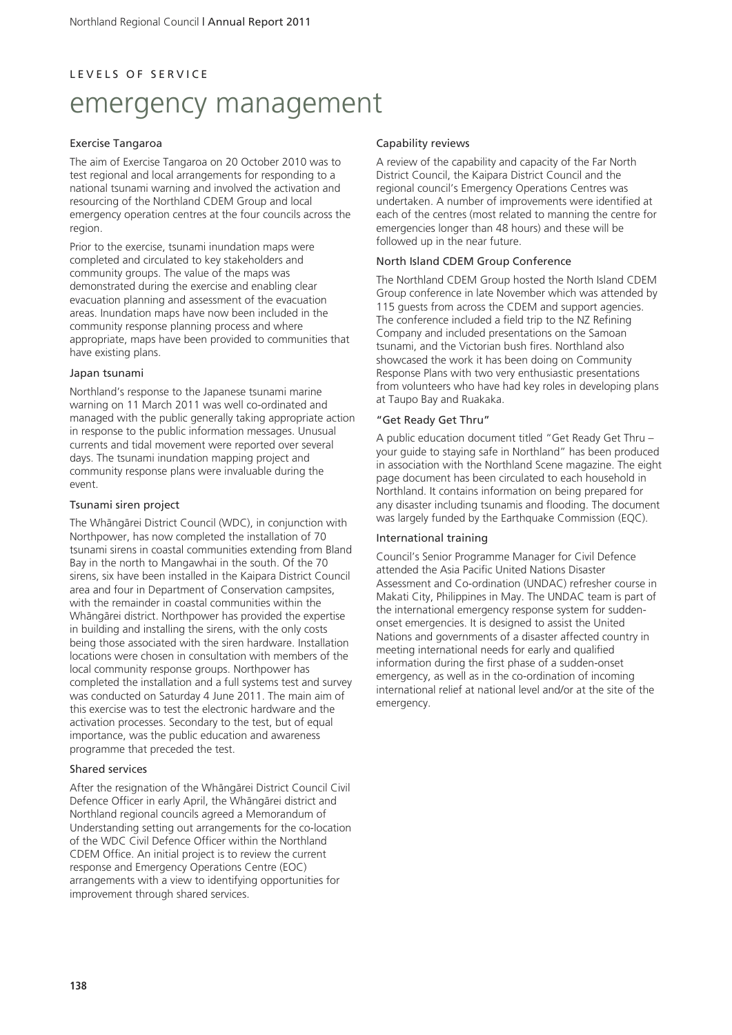LEVELS OF SERVICE

# emergency management

### Exercise Tangaroa

The aim of Exercise Tangaroa on 20 October 2010 was to test regional and local arrangements for responding to a national tsunami warning and involved the activation and resourcing of the Northland CDEM Group and local emergency operation centres at the four councils across the region.

Prior to the exercise, tsunami inundation maps were completed and circulated to key stakeholders and community groups. The value of the maps was demonstrated during the exercise and enabling clear evacuation planning and assessment of the evacuation areas. Inundation maps have now been included in the community response planning process and where appropriate, maps have been provided to communities that have existing plans.

### Japan tsunami

Northland's response to the Japanese tsunami marine warning on 11 March 2011 was well co-ordinated and managed with the public generally taking appropriate action in response to the public information messages. Unusual currents and tidal movement were reported over several days. The tsunami inundation mapping project and community response plans were invaluable during the event.

### Tsunami siren project

The Whāngārei District Council (WDC), in conjunction with Northpower, has now completed the installation of 70 tsunami sirens in coastal communities extending from Bland Bay in the north to Mangawhai in the south. Of the 70 sirens, six have been installed in the Kaipara District Council area and four in Department of Conservation campsites, with the remainder in coastal communities within the Whāngārei district. Northpower has provided the expertise in building and installing the sirens, with the only costs being those associated with the siren hardware. Installation locations were chosen in consultation with members of the local community response groups. Northpower has completed the installation and a full systems test and survey was conducted on Saturday 4 June 2011. The main aim of this exercise was to test the electronic hardware and the activation processes. Secondary to the test, but of equal importance, was the public education and awareness programme that preceded the test.

### Shared services

After the resignation of the Whāngārei District Council Civil Defence Officer in early April, the Whāngārei district and Northland regional councils agreed a Memorandum of Understanding setting out arrangements for the co-location of the WDC Civil Defence Officer within the Northland CDEM Office. An initial project is to review the current response and Emergency Operations Centre (EOC) arrangements with a view to identifying opportunities for improvement through shared services.

### Capability reviews

A review of the capability and capacity of the Far North District Council, the Kaipara District Council and the regional council's Emergency Operations Centres was undertaken. A number of improvements were identified at each of the centres (most related to manning the centre for emergencies longer than 48 hours) and these will be followed up in the near future.

### North Island CDEM Group Conference

The Northland CDEM Group hosted the North Island CDEM Group conference in late November which was attended by 115 guests from across the CDEM and support agencies. The conference included a field trip to the NZ Refining Company and included presentations on the Samoan tsunami, and the Victorian bush fires. Northland also showcased the work it has been doing on Community Response Plans with two very enthusiastic presentations from volunteers who have had key roles in developing plans at Taupo Bay and Ruakaka.

### "Get Ready Get Thru"

A public education document titled "Get Ready Get Thru – your guide to staying safe in Northland" has been produced in association with the Northland Scene magazine. The eight page document has been circulated to each household in Northland. It contains information on being prepared for any disaster including tsunamis and flooding. The document was largely funded by the Earthquake Commission (EQC).

### International training

Council's Senior Programme Manager for Civil Defence attended the Asia Pacific United Nations Disaster Assessment and Co-ordination (UNDAC) refresher course in Makati City, Philippines in May. The UNDAC team is part of the international emergency response system for sudden-onset emergencies. It is designed to assist the United Nations and governments of a disaster affected country in meeting international needs for early and qualified information during the first phase of a sudden-onset emergency, as well as in the co-ordination of incoming international relief at national level and/or at the site of the emergency.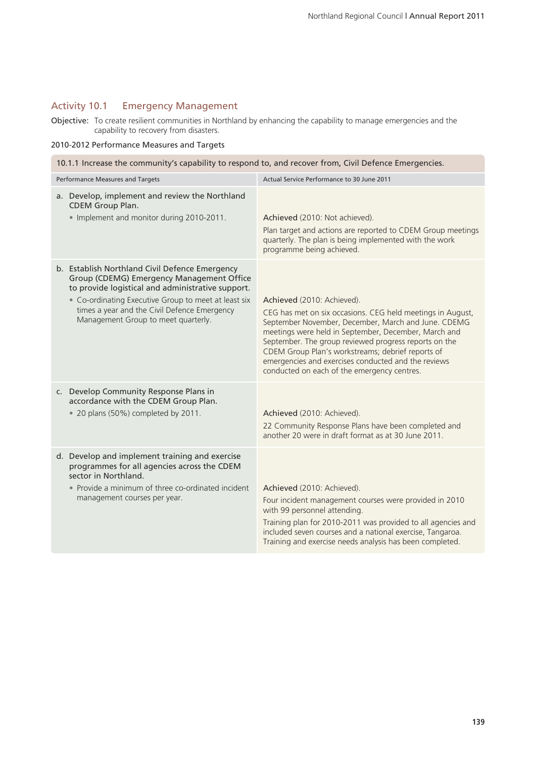## Activity 10.1 Emergency Management

**Objective:** To create resilient communities in Northland by enhancing the capability to manage emergencies and the capability to recovery from disasters.

### 2010-2012 Performance Measures and Targets

| 10.1.1 Increase the community's capability to respond to, and recover from, Civil Defence Emergencies. | |
|---|---|
| **Performance Measures and Targets** | **Actual Service Performance to 30 June 2011** |
| a. Develop, implement and review the Northland CDEM Group Plan.<br>• Implement and monitor during 2010-2011. | Achieved (2010: Not achieved).<br>Plan target and actions are reported to CDEM Group meetings quarterly. The plan is being implemented with the work programme being achieved. |
| b. Establish Northland Civil Defence Emergency Group (CDEMG) Emergency Management Office to provide logistical and administrative support.<br>• Co-ordinating Executive Group to meet at least six times a year and the Civil Defence Emergency Management Group to meet quarterly. | Achieved (2010: Achieved).<br>CEG has met on six occasions. CEG held meetings in August, September November, December, March and June. CDEMG meetings were held in September, December, March and September. The group reviewed progress reports on the CDEM Group Plan's workstreams; debrief reports of emergencies and exercises conducted and the reviews conducted on each of the emergency centres. |
| c. Develop Community Response Plans in accordance with the CDEM Group Plan.<br>• 20 plans (50%) completed by 2011. | Achieved (2010: Achieved).<br>22 Community Response Plans have been completed and another 20 were in draft format as at 30 June 2011. |
| d. Develop and implement training and exercise programmes for all agencies across the CDEM sector in Northland.<br>• Provide a minimum of three co-ordinated incident management courses per year. | Achieved (2010: Achieved).<br>Four incident management courses were provided in 2010 with 99 personnel attending.<br>Training plan for 2010-2011 was provided to all agencies and included seven courses and a national exercise, Tangaroa. Training and exercise needs analysis has been completed. |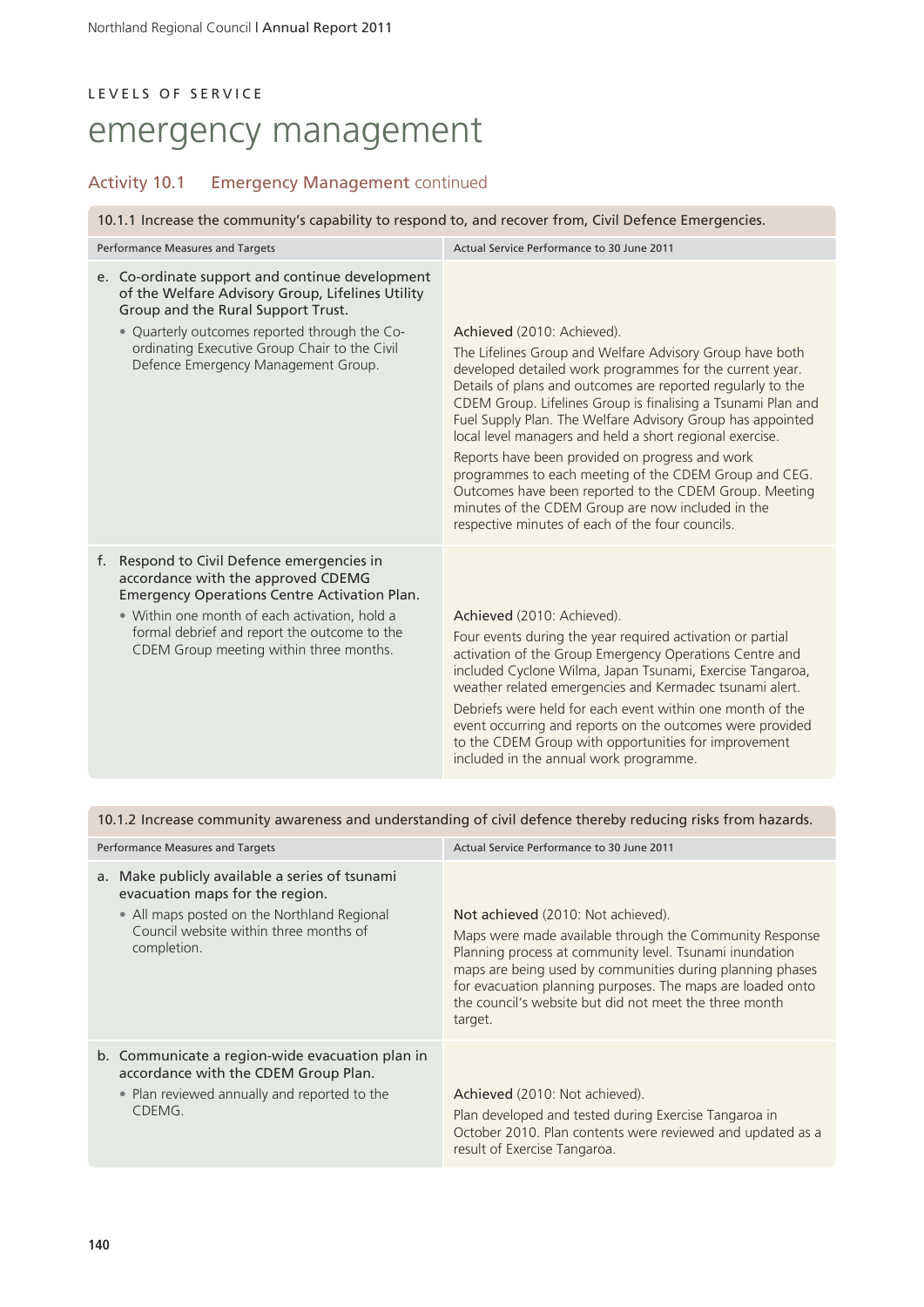LEVELS OF SERVICE

# emergency management

## Activity 10.1 Emergency Management continued

| 10.1.1 Increase the community's capability to respond to, and recover from, Civil Defence Emergencies. | |
|---|---|
| **Performance Measures and Targets** | **Actual Service Performance to 30 June 2011** |
| e. Co-ordinate support and continue development of the Welfare Advisory Group, Lifelines Utility Group and the Rural Support Trust.<br>• Quarterly outcomes reported through the Co-ordinating Executive Group Chair to the Civil Defence Emergency Management Group. | Achieved (2010: Achieved).<br>The Lifelines Group and Welfare Advisory Group have both developed detailed work programmes for the current year. Details of plans and outcomes are reported regularly to the CDEM Group. Lifelines Group is finalising a Tsunami Plan and Fuel Supply Plan. The Welfare Advisory Group has appointed local level managers and held a short regional exercise.<br>Reports have been provided on progress and work programmes to each meeting of the CDEM Group and CEG. Outcomes have been reported to the CDEM Group. Meeting minutes of the CDEM Group are now included in the respective minutes of each of the four councils. |
| f. Respond to Civil Defence emergencies in accordance with the approved CDEMG Emergency Operations Centre Activation Plan.<br>• Within one month of each activation, hold a formal debrief and report the outcome to the CDEM Group meeting within three months. | Achieved (2010: Achieved).<br>Four events during the year required activation or partial activation of the Group Emergency Operations Centre and included Cyclone Wilma, Japan Tsunami, Exercise Tangaroa, weather related emergencies and Kermadec tsunami alert.<br>Debriefs were held for each event within one month of the event occurring and reports on the outcomes were provided to the CDEM Group with opportunities for improvement included in the annual work programme. |

| 10.1.2 Increase community awareness and understanding of civil defence thereby reducing risks from hazards. | |
|---|---|
| **Performance Measures and Targets** | **Actual Service Performance to 30 June 2011** |
| a. Make publicly available a series of tsunami evacuation maps for the region.<br>• All maps posted on the Northland Regional Council website within three months of completion. | Not achieved (2010: Not achieved).<br>Maps were made available through the Community Response Planning process at community level. Tsunami inundation maps are being used by communities during planning phases for evacuation planning purposes. The maps are loaded onto the council's website but did not meet the three month target. |
| b. Communicate a region-wide evacuation plan in accordance with the CDEM Group Plan.<br>• Plan reviewed annually and reported to the CDEMG. | Achieved (2010: Not achieved).<br>Plan developed and tested during Exercise Tangaroa in October 2010. Plan contents were reviewed and updated as a result of Exercise Tangaroa. |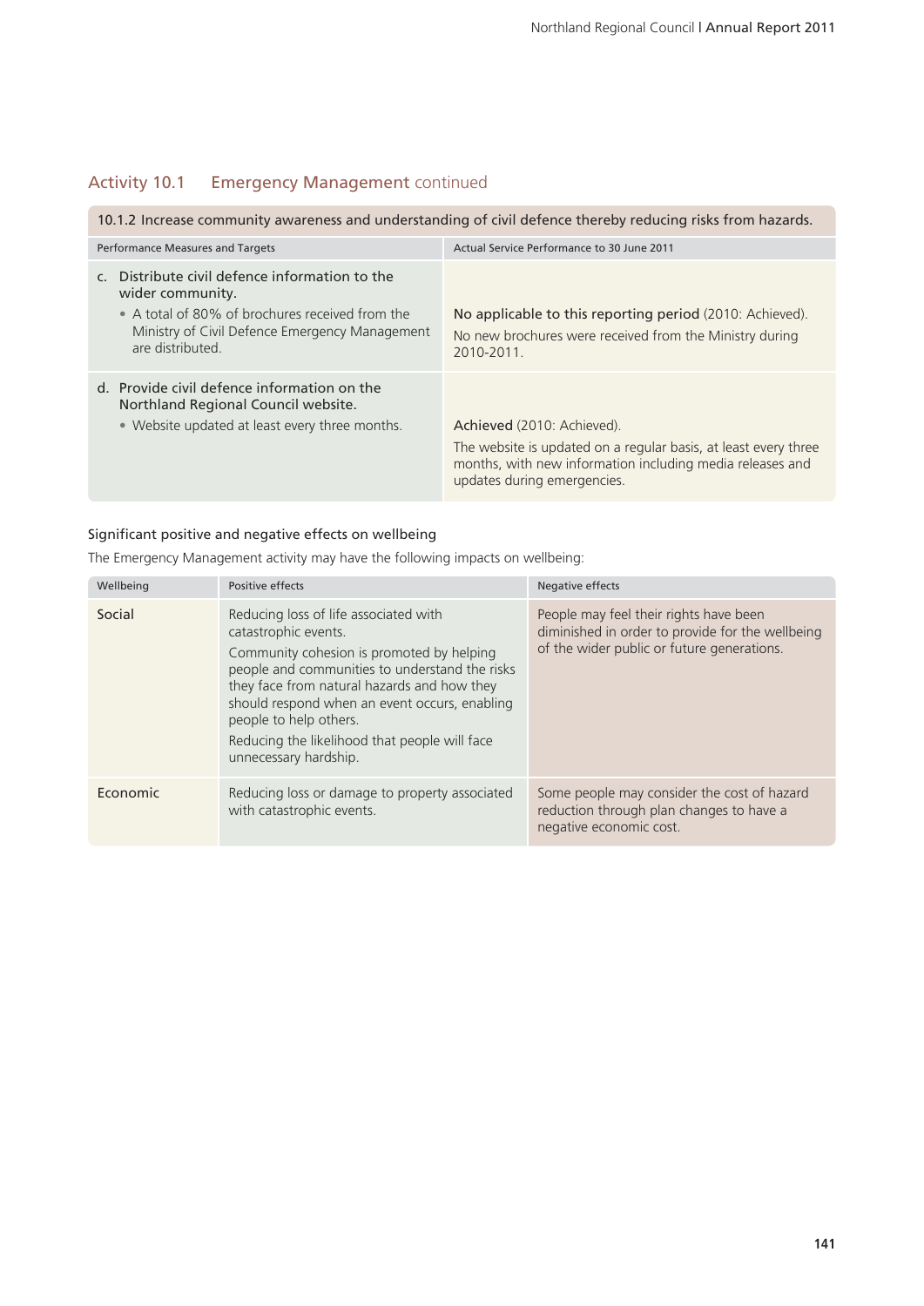## Activity 10.1 Emergency Management continued

| 10.1.2 Increase community awareness and understanding of civil defence thereby reducing risks from hazards. | |
|---|---|
| Performance Measures and Targets | Actual Service Performance to 30 June 2011 |
| c. Distribute civil defence information to the wider community.<br>• A total of 80% of brochures received from the Ministry of Civil Defence Emergency Management are distributed. | No applicable to this reporting period (2010: Achieved).<br>No new brochures were received from the Ministry during 2010-2011. |
| d. Provide civil defence information on the Northland Regional Council website.<br>• Website updated at least every three months. | Achieved (2010: Achieved).<br>The website is updated on a regular basis, at least every three months, with new information including media releases and updates during emergencies. |

### Significant positive and negative effects on wellbeing

The Emergency Management activity may have the following impacts on wellbeing:

| Wellbeing | Positive effects | Negative effects |
|---|---|---|
| Social | Reducing loss of life associated with catastrophic events.<br>Community cohesion is promoted by helping people and communities to understand the risks they face from natural hazards and how they should respond when an event occurs, enabling people to help others.<br>Reducing the likelihood that people will face unnecessary hardship. | People may feel their rights have been diminished in order to provide for the wellbeing of the wider public or future generations. |
| Economic | Reducing loss or damage to property associated with catastrophic events. | Some people may consider the cost of hazard reduction through plan changes to have a negative economic cost. |